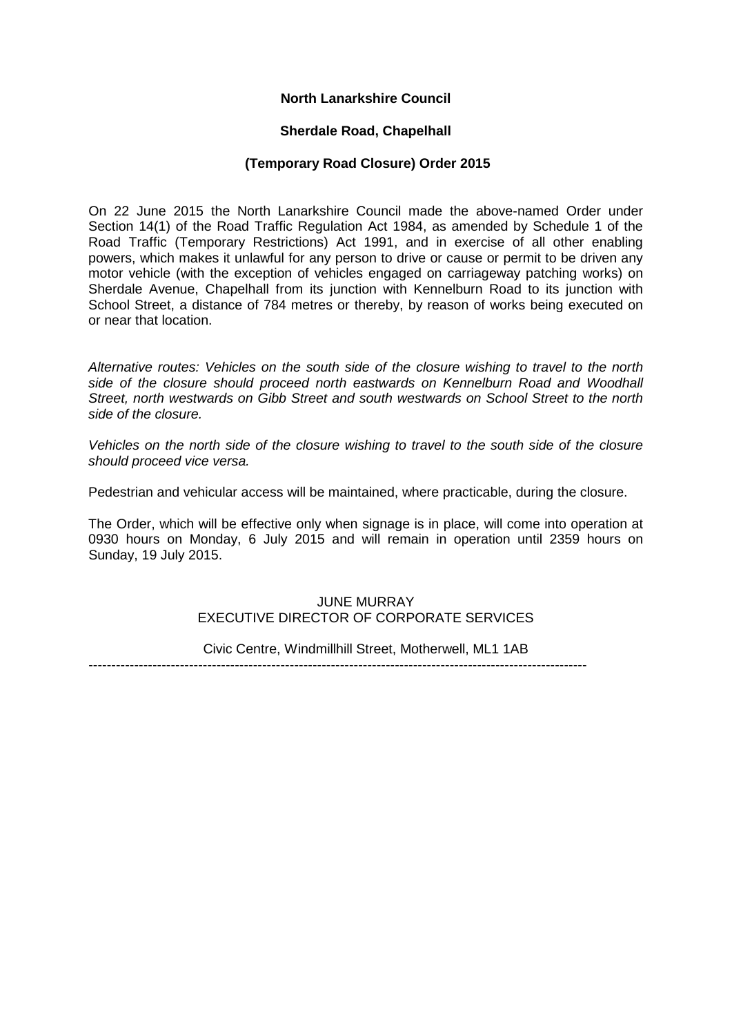**North Lanarkshire Council**

**Sherdale Road, Chapelhall**

**(Temporary Road Closure) Order 2015**

On 22 June 2015 the North Lanarkshire Council made the above-named Order under Section 14(1) of the Road Traffic Regulation Act 1984, as amended by Schedule 1 of the Road Traffic (Temporary Restrictions) Act 1991, and in exercise of all other enabling powers, which makes it unlawful for any person to drive or cause or permit to be driven any motor vehicle (with the exception of vehicles engaged on carriageway patching works) on Sherdale Avenue, Chapelhall from its junction with Kennelburn Road to its junction with School Street, a distance of 784 metres or thereby, by reason of works being executed on or near that location.

*Alternative routes: Vehicles on the south side of the closure wishing to travel to the north side of the closure should proceed north eastwards on Kennelburn Road and Woodhall Street, north westwards on Gibb Street and south westwards on School Street to the north side of the closure.*

*Vehicles on the north side of the closure wishing to travel to the south side of the closure should proceed vice versa.*

Pedestrian and vehicular access will be maintained, where practicable, during the closure.

The Order, which will be effective only when signage is in place, will come into operation at 0930 hours on Monday, 6 July 2015 and will remain in operation until 2359 hours on Sunday, 19 July 2015.

JUNE MURRAY
EXECUTIVE DIRECTOR OF CORPORATE SERVICES

Civic Centre, Windmillhill Street, Motherwell, ML1 1AB

---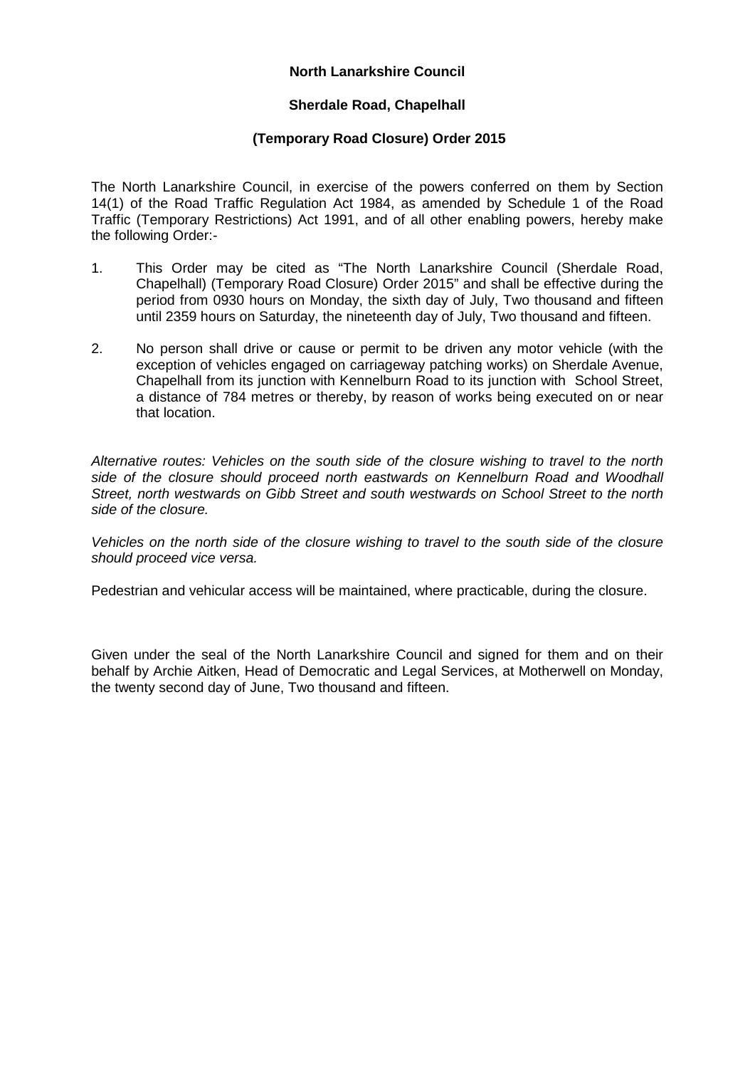**North Lanarkshire Council**

**Sherdale Road, Chapelhall**

**(Temporary Road Closure) Order 2015**

The North Lanarkshire Council, in exercise of the powers conferred on them by Section 14(1) of the Road Traffic Regulation Act 1984, as amended by Schedule 1 of the Road Traffic (Temporary Restrictions) Act 1991, and of all other enabling powers, hereby make the following Order:-

1. This Order may be cited as “The North Lanarkshire Council (Sherdale Road, Chapelhall) (Temporary Road Closure) Order 2015” and shall be effective during the period from 0930 hours on Monday, the sixth day of July, Two thousand and fifteen until 2359 hours on Saturday, the nineteenth day of July, Two thousand and fifteen.

2. No person shall drive or cause or permit to be driven any motor vehicle (with the exception of vehicles engaged on carriageway patching works) on Sherdale Avenue, Chapelhall from its junction with Kennelburn Road to its junction with School Street, a distance of 784 metres or thereby, by reason of works being executed on or near that location.

*Alternative routes: Vehicles on the south side of the closure wishing to travel to the north side of the closure should proceed north eastwards on Kennelburn Road and Woodhall Street, north westwards on Gibb Street and south westwards on School Street to the north side of the closure.*

*Vehicles on the north side of the closure wishing to travel to the south side of the closure should proceed vice versa.*

Pedestrian and vehicular access will be maintained, where practicable, during the closure.

Given under the seal of the North Lanarkshire Council and signed for them and on their behalf by Archie Aitken, Head of Democratic and Legal Services, at Motherwell on Monday, the twenty second day of June, Two thousand and fifteen.